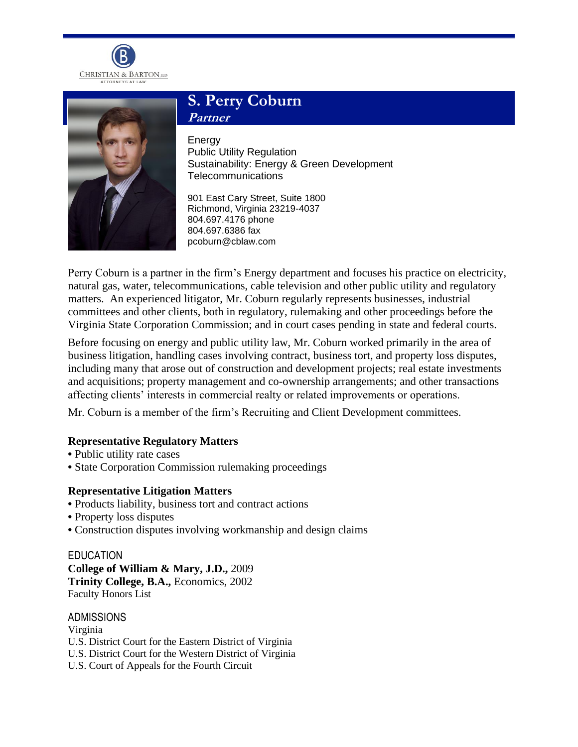CHRISTIAN & BARTON, LLP
ATTORNEYS AT LAW

# S. Perry Coburn
***Partner***

Energy
Public Utility Regulation
Sustainability: Energy & Green Development
Telecommunications

901 East Cary Street, Suite 1800
Richmond, Virginia 23219-4037
804.697.4176 phone
804.697.6386 fax
pcoburn@cblaw.com

Perry Coburn is a partner in the firm's Energy department and focuses his practice on electricity, natural gas, water, telecommunications, cable television and other public utility and regulatory matters. An experienced litigator, Mr. Coburn regularly represents businesses, industrial committees and other clients, both in regulatory, rulemaking and other proceedings before the Virginia State Corporation Commission; and in court cases pending in state and federal courts.

Before focusing on energy and public utility law, Mr. Coburn worked primarily in the area of business litigation, handling cases involving contract, business tort, and property loss disputes, including many that arose out of construction and development projects; real estate investments and acquisitions; property management and co-ownership arrangements; and other transactions affecting clients' interests in commercial realty or related improvements or operations.

Mr. Coburn is a member of the firm's Recruiting and Client Development committees.

**Representative Regulatory Matters**

- Public utility rate cases
- State Corporation Commission rulemaking proceedings

**Representative Litigation Matters**

- Products liability, business tort and contract actions
- Property loss disputes
- Construction disputes involving workmanship and design claims

## EDUCATION

**College of William & Mary, J.D.,** 2009
**Trinity College, B.A.,** Economics, 2002
Faculty Honors List

## ADMISSIONS

Virginia
U.S. District Court for the Eastern District of Virginia
U.S. District Court for the Western District of Virginia
U.S. Court of Appeals for the Fourth Circuit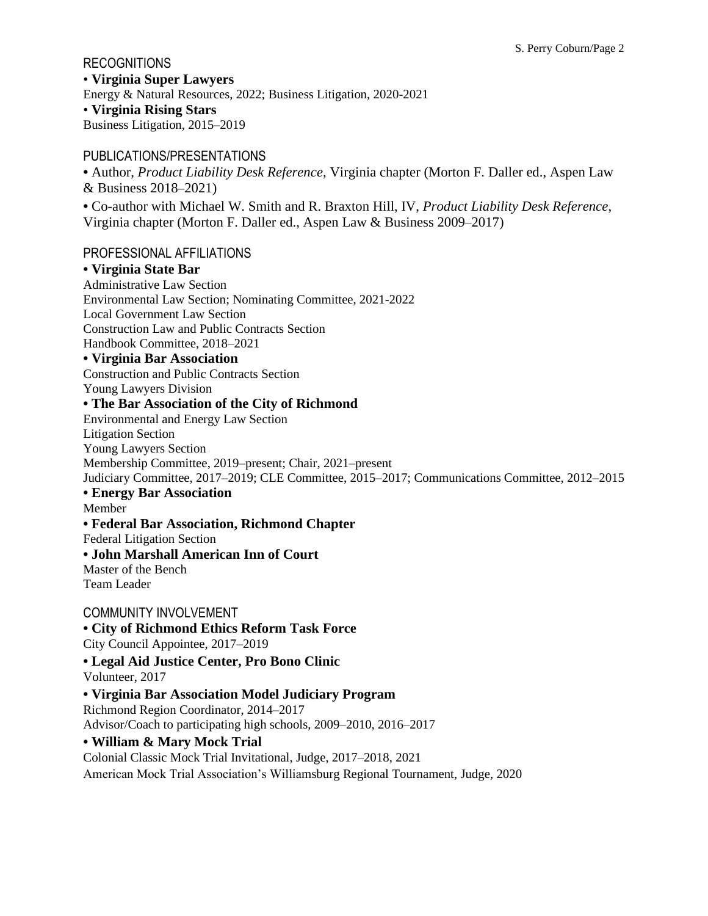## RECOGNITIONS

• **Virginia Super Lawyers**
Energy & Natural Resources, 2022; Business Litigation, 2020-2021

• **Virginia Rising Stars**
Business Litigation, 2015–2019

## PUBLICATIONS/PRESENTATIONS

• Author, *Product Liability Desk Reference*, Virginia chapter (Morton F. Daller ed., Aspen Law & Business 2018–2021)

• Co-author with Michael W. Smith and R. Braxton Hill, IV, *Product Liability Desk Reference*, Virginia chapter (Morton F. Daller ed., Aspen Law & Business 2009–2017)

## PROFESSIONAL AFFILIATIONS

**• Virginia State Bar**
Administrative Law Section
Environmental Law Section; Nominating Committee, 2021-2022
Local Government Law Section
Construction Law and Public Contracts Section
Handbook Committee, 2018–2021

**• Virginia Bar Association**
Construction and Public Contracts Section
Young Lawyers Division

**• The Bar Association of the City of Richmond**
Environmental and Energy Law Section
Litigation Section
Young Lawyers Section
Membership Committee, 2019–present; Chair, 2021–present
Judiciary Committee, 2017–2019; CLE Committee, 2015–2017; Communications Committee, 2012–2015

**• Energy Bar Association**
Member

**• Federal Bar Association, Richmond Chapter**
Federal Litigation Section

**• John Marshall American Inn of Court**
Master of the Bench
Team Leader

## COMMUNITY INVOLVEMENT

**• City of Richmond Ethics Reform Task Force**
City Council Appointee, 2017–2019

**• Legal Aid Justice Center, Pro Bono Clinic**
Volunteer, 2017

**• Virginia Bar Association Model Judiciary Program**
Richmond Region Coordinator, 2014–2017
Advisor/Coach to participating high schools, 2009–2010, 2016–2017

**• William & Mary Mock Trial**
Colonial Classic Mock Trial Invitational, Judge, 2017–2018, 2021
American Mock Trial Association's Williamsburg Regional Tournament, Judge, 2020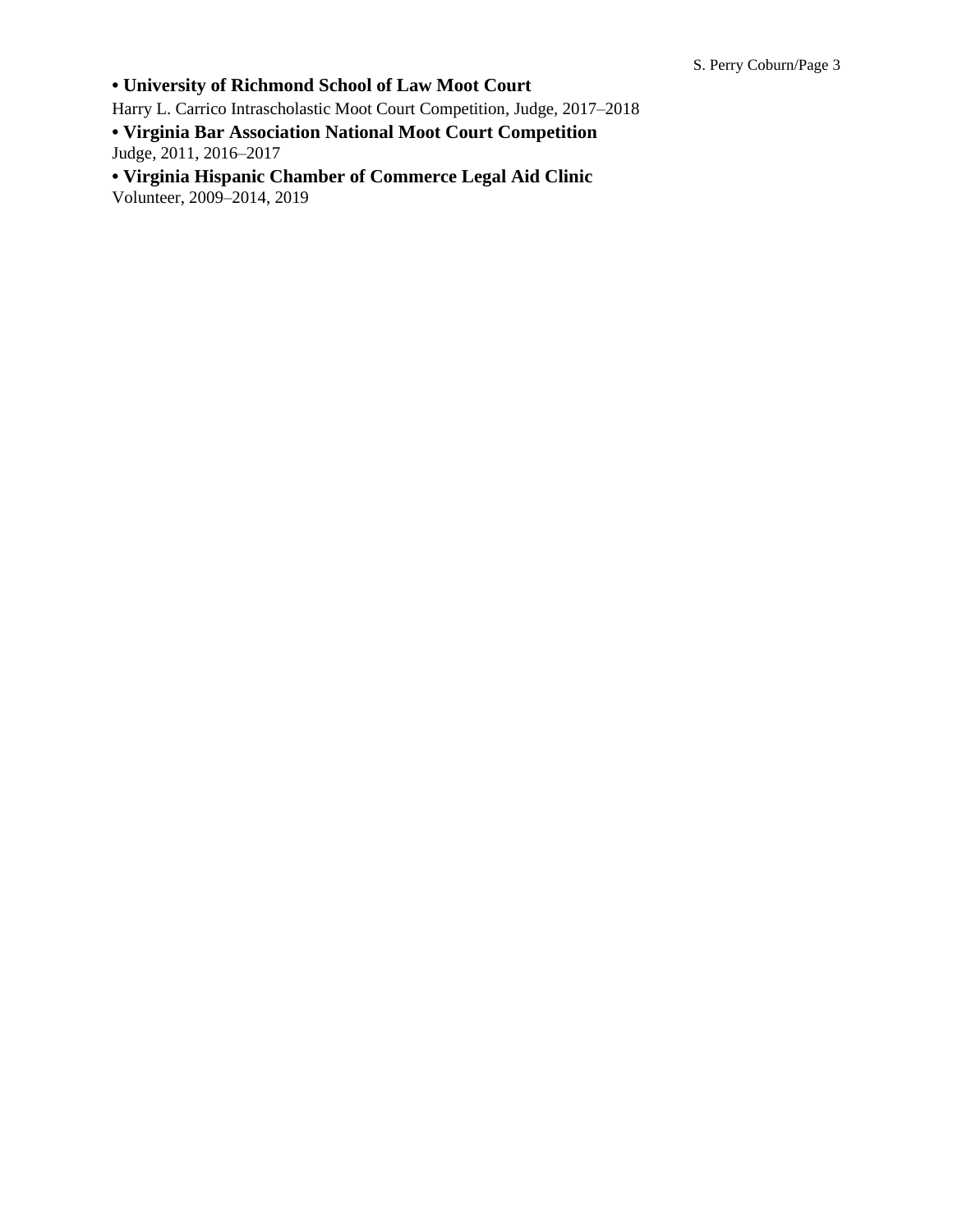**• University of Richmond School of Law Moot Court**

Harry L. Carrico Intrascholastic Moot Court Competition, Judge, 2017–2018

**• Virginia Bar Association National Moot Court Competition**

Judge, 2011, 2016–2017

**• Virginia Hispanic Chamber of Commerce Legal Aid Clinic**

Volunteer, 2009–2014, 2019